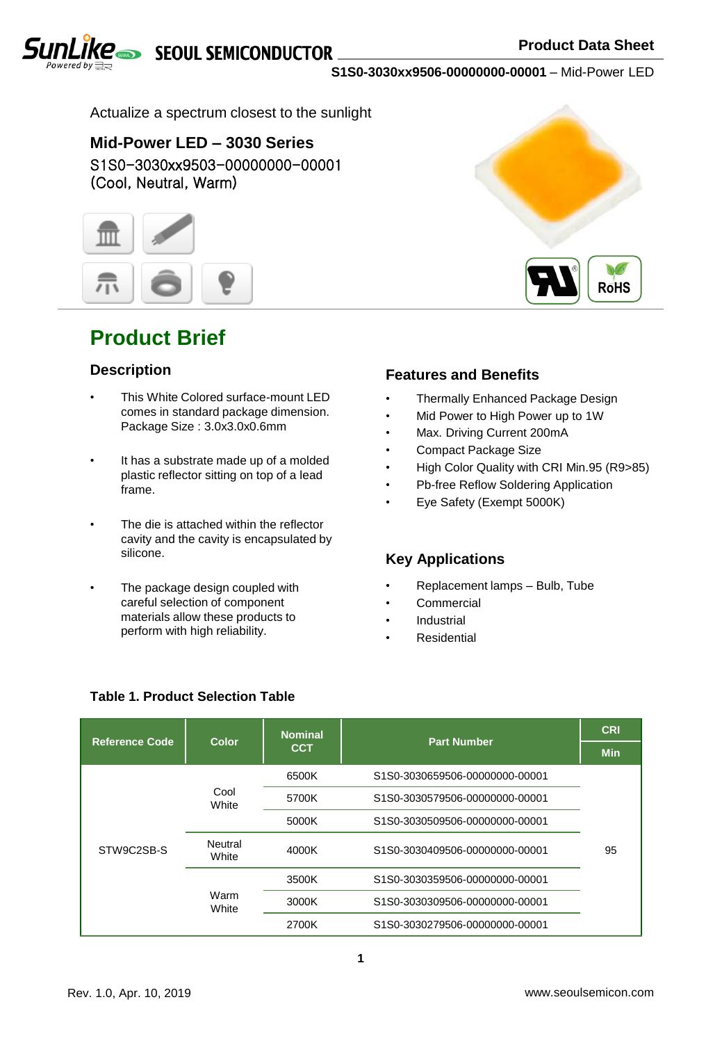Actualize a spectrum closest to the sunlight

## Mid-Power LED – 3030 Series

S1S0-3030xx9503-00000000-00001
(Cool, Neutral, Warm)

# Product Brief

### Description

- This White Colored surface-mount LED comes in standard package dimension. Package Size : 3.0x3.0x0.6mm
- It has a substrate made up of a molded plastic reflector sitting on top of a lead frame.
- The die is attached within the reflector cavity and the cavity is encapsulated by silicone.
- The package design coupled with careful selection of component materials allow these products to perform with high reliability.

### Features and Benefits

- Thermally Enhanced Package Design
- Mid Power to High Power up to 1W
- Max. Driving Current 200mA
- Compact Package Size
- High Color Quality with CRI Min.95 (R9>85)
- Pb-free Reflow Soldering Application
- Eye Safety (Exempt 5000K)

### Key Applications

- Replacement lamps – Bulb, Tube
- Commercial
- Industrial
- Residential

**Table 1. Product Selection Table**

| Reference Code | Color | Nominal CCT | Part Number | CRI Min |
|---|---|---|---|---|
| STW9C2SB-S | Cool White | 6500K | S1S0-3030659506-00000000-00001 | 95 |
| | | 5700K | S1S0-3030579506-00000000-00001 | |
| | | 5000K | S1S0-3030509506-00000000-00001 | |
| | Neutral White | 4000K | S1S0-3030409506-00000000-00001 | |
| | Warm White | 3500K | S1S0-3030359506-00000000-00001 | |
| | | 3000K | S1S0-3030309506-00000000-00001 | |
| | | 2700K | S1S0-3030279506-00000000-00001 | |

Rev. 1.0, Apr. 10, 2019

www.seoulsemicon.com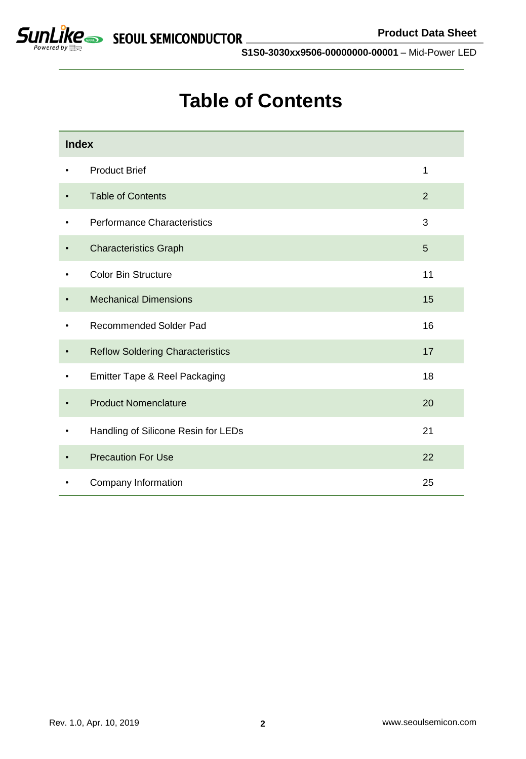# Table of Contents

| Index | |
|---|---|
| • Product Brief | 1 |
| • Table of Contents | 2 |
| • Performance Characteristics | 3 |
| • Characteristics Graph | 5 |
| • Color Bin Structure | 11 |
| • Mechanical Dimensions | 15 |
| • Recommended Solder Pad | 16 |
| • Reflow Soldering Characteristics | 17 |
| • Emitter Tape & Reel Packaging | 18 |
| • Product Nomenclature | 20 |
| • Handling of Silicone Resin for LEDs | 21 |
| • Precaution For Use | 22 |
| • Company Information | 25 |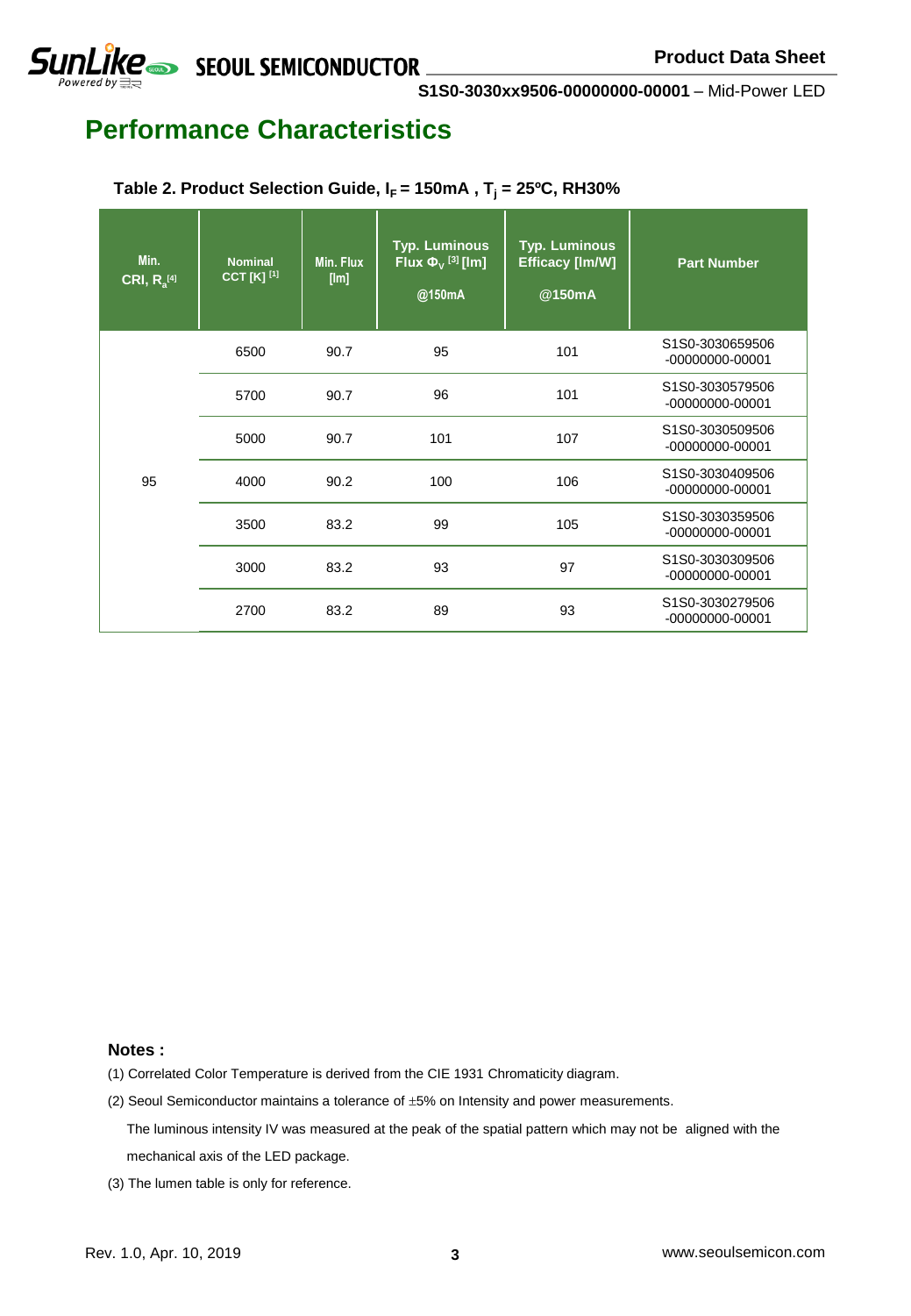# Performance Characteristics

**Table 2. Product Selection Guide, $I_F$ = 150mA , $T_j$ = 25ºC, RH30%**

| Min. CRI, $R_a$ [4] | Nominal CCT [K] [1] | Min. Flux [lm] | Typ. Luminous Flux $\Phi_V$ [3] [lm] @150mA | Typ. Luminous Efficacy [lm/W] @150mA | Part Number |
|---|---|---|---|---|---|
| 95 | 6500 | 90.7 | 95 | 101 | S1S0-3030659506 -00000000-00001 |
| | 5700 | 90.7 | 96 | 101 | S1S0-3030579506 -00000000-00001 |
| | 5000 | 90.7 | 101 | 107 | S1S0-3030509506 -00000000-00001 |
| | 4000 | 90.2 | 100 | 106 | S1S0-3030409506 -00000000-00001 |
| | 3500 | 83.2 | 99 | 105 | S1S0-3030359506 -00000000-00001 |
| | 3000 | 83.2 | 93 | 97 | S1S0-3030309506 -00000000-00001 |
| | 2700 | 83.2 | 89 | 93 | S1S0-3030279506 -00000000-00001 |

**Notes :**

(1) Correlated Color Temperature is derived from the CIE 1931 Chromaticity diagram.

(2) Seoul Semiconductor maintains a tolerance of ±5% on Intensity and power measurements.

The luminous intensity IV was measured at the peak of the spatial pattern which may not be aligned with the mechanical axis of the LED package.

(3) The lumen table is only for reference.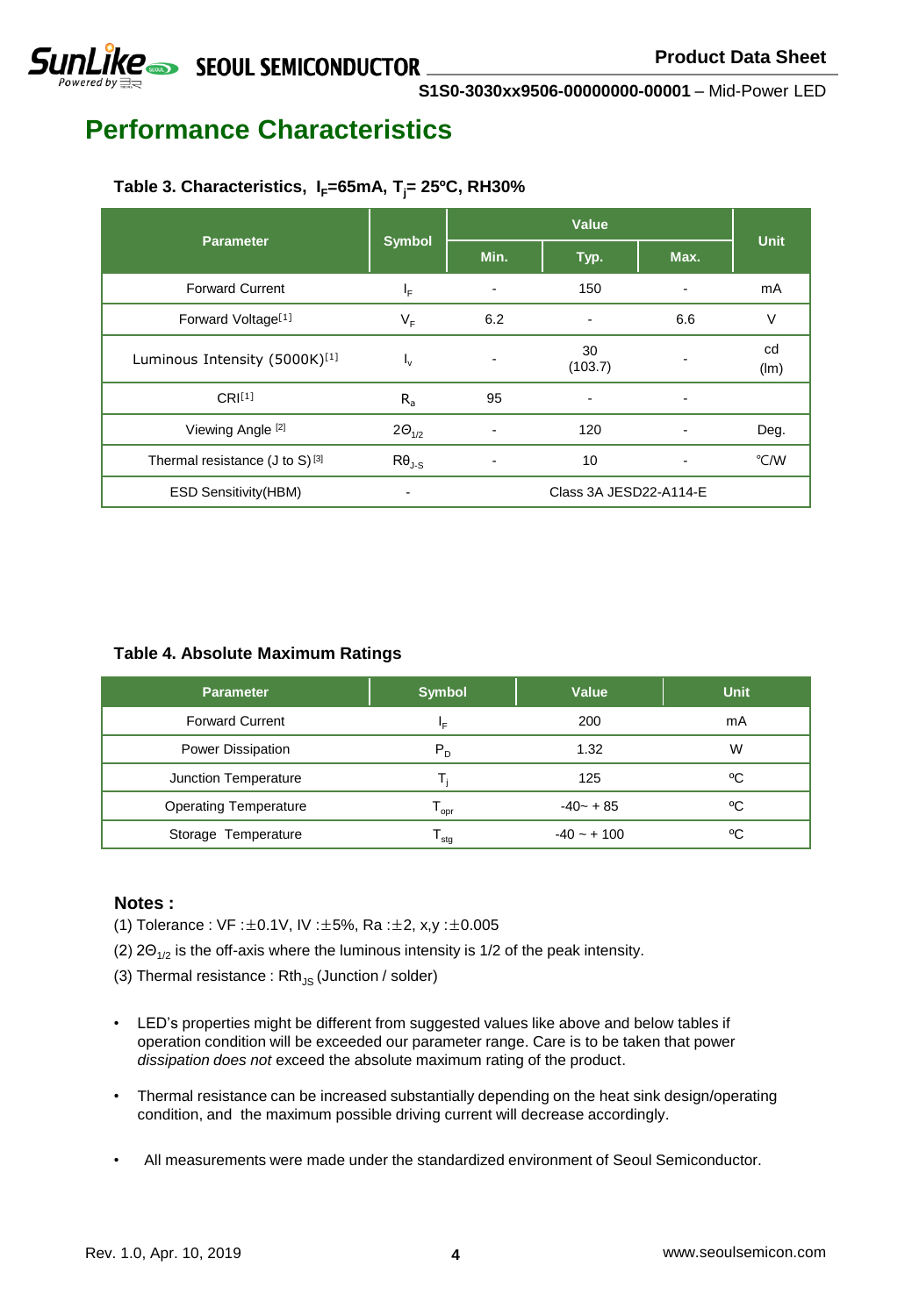# Performance Characteristics

**Table 3. Characteristics, $I_F$=65mA, $T_j$= 25ºC, RH30%**

| Parameter | Symbol | Value | | | Unit |
|---|---|---|---|---|---|
| | | Min. | Typ. | Max. | |
| Forward Current | $I_F$ | - | 150 | - | mA |
| Forward Voltage[1] | $V_F$ | 6.2 | - | 6.6 | V |
| Luminous Intensity (5000K)[1] | $I_v$ | - | 30 (103.7) | - | cd (lm) |
| CRI[1] | $R_a$ | 95 | - | - | |
| Viewing Angle [2] | $2\Theta_{1/2}$ | - | 120 | - | Deg. |
| Thermal resistance (J to S) [3] | $R\theta_{J\text{-}S}$ | - | 10 | - | ℃/W |
| ESD Sensitivity(HBM) | - | Class 3A JESD22-A114-E | | | |

**Table 4. Absolute Maximum Ratings**

| Parameter | Symbol | Value | Unit |
|---|---|---|---|
| Forward Current | $I_F$ | 200 | mA |
| Power Dissipation | $P_D$ | 1.32 | W |
| Junction Temperature | $T_j$ | 125 | ºC |
| Operating Temperature | $T_{opr}$ | -40~ + 85 | ºC |
| Storage Temperature | $T_{stg}$ | -40 ~ + 100 | ºC |

**Notes :**

(1) Tolerance : VF :±0.1V, IV :±5%, Ra :±2, x,y :±0.005

(2) $2\Theta_{1/2}$ is the off-axis where the luminous intensity is 1/2 of the peak intensity.

(3) Thermal resistance : $Rth_{JS}$ (Junction / solder)

- LED's properties might be different from suggested values like above and below tables if operation condition will be exceeded our parameter range. Care is to be taken that power *dissipation does not* exceed the absolute maximum rating of the product.
- Thermal resistance can be increased substantially depending on the heat sink design/operating condition, and the maximum possible driving current will decrease accordingly.
- All measurements were made under the standardized environment of Seoul Semiconductor.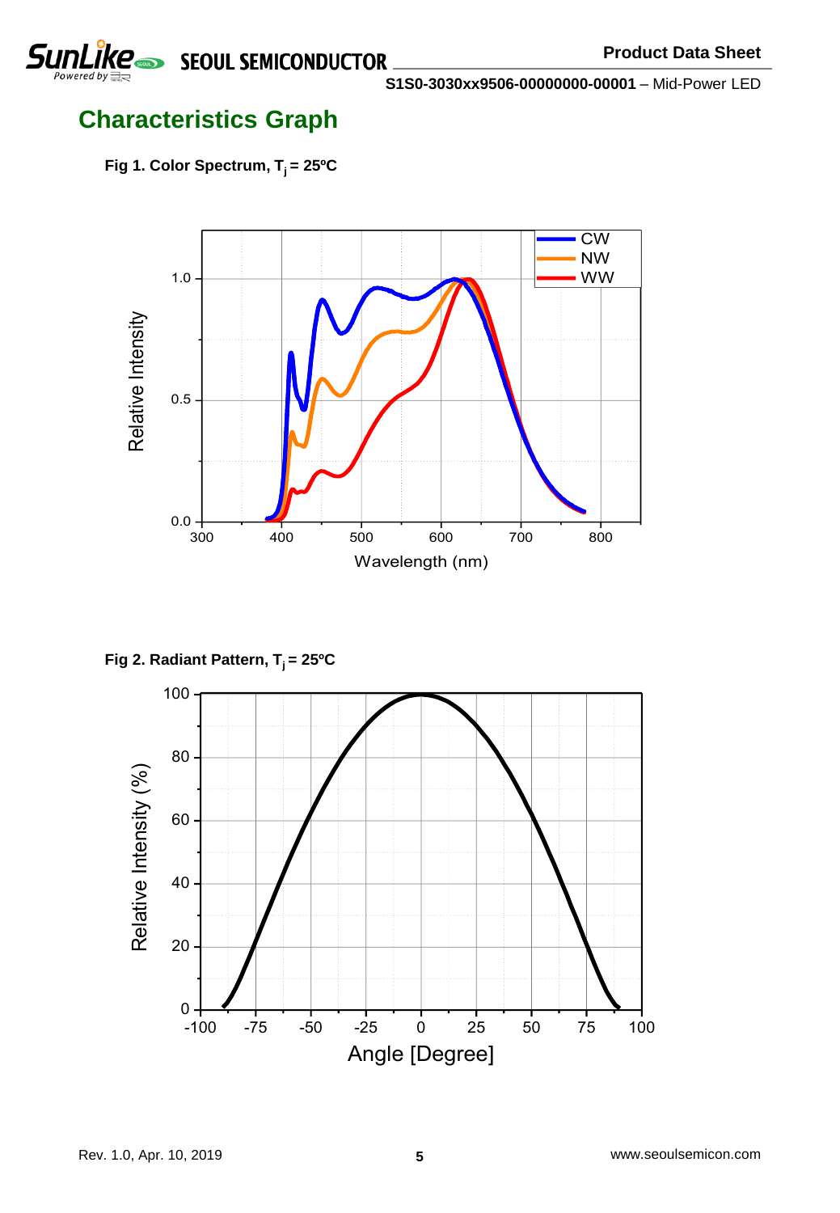## Characteristics Graph

**Fig 1. Color Spectrum, $T_j = 25ºC$**

**Fig 2. Radiant Pattern, $T_j = 25ºC$**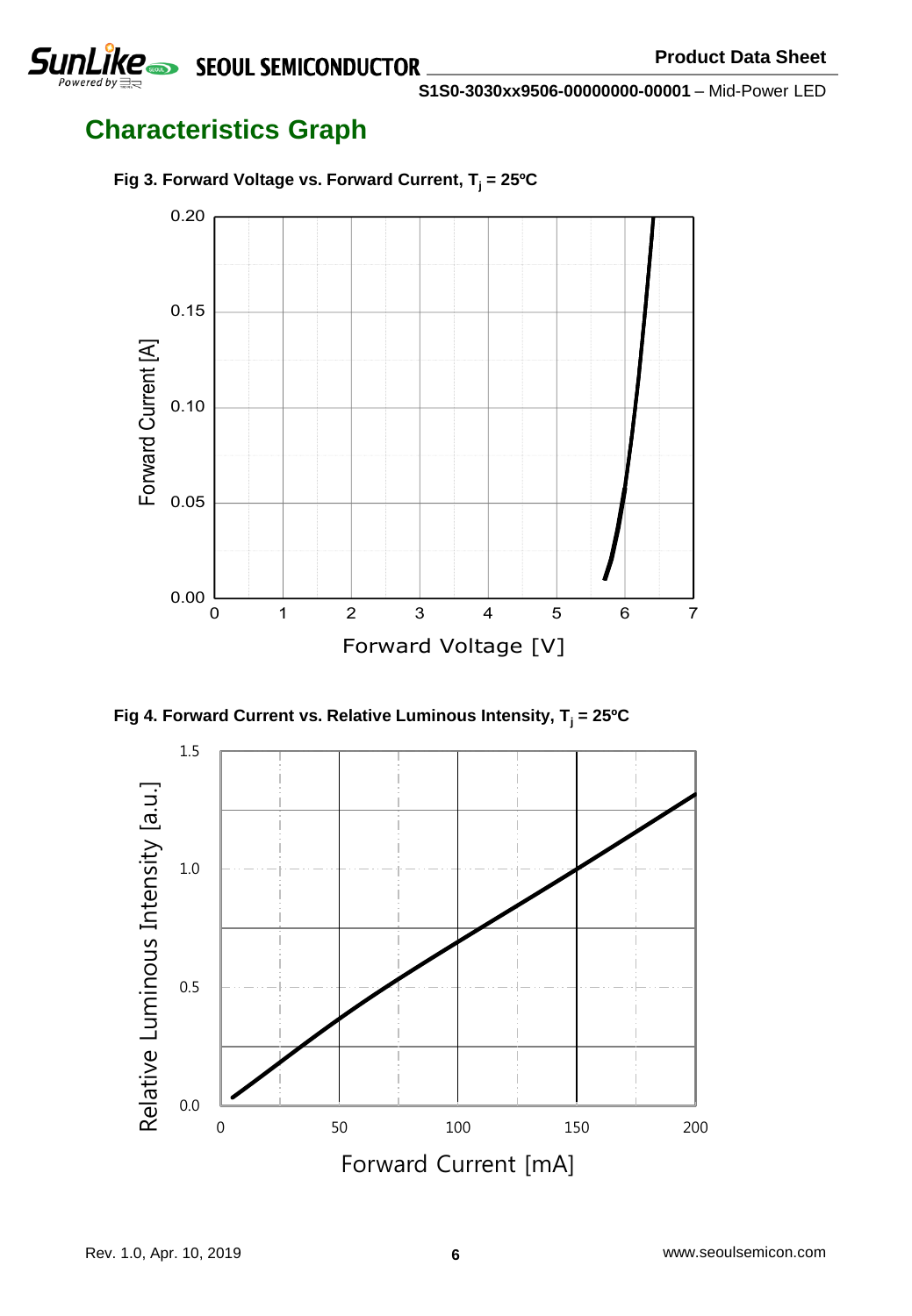## Characteristics Graph

**Fig 3. Forward Voltage vs. Forward Current, $T_j$ = 25ºC**

**Fig 4. Forward Current vs. Relative Luminous Intensity, $T_j$ = 25ºC**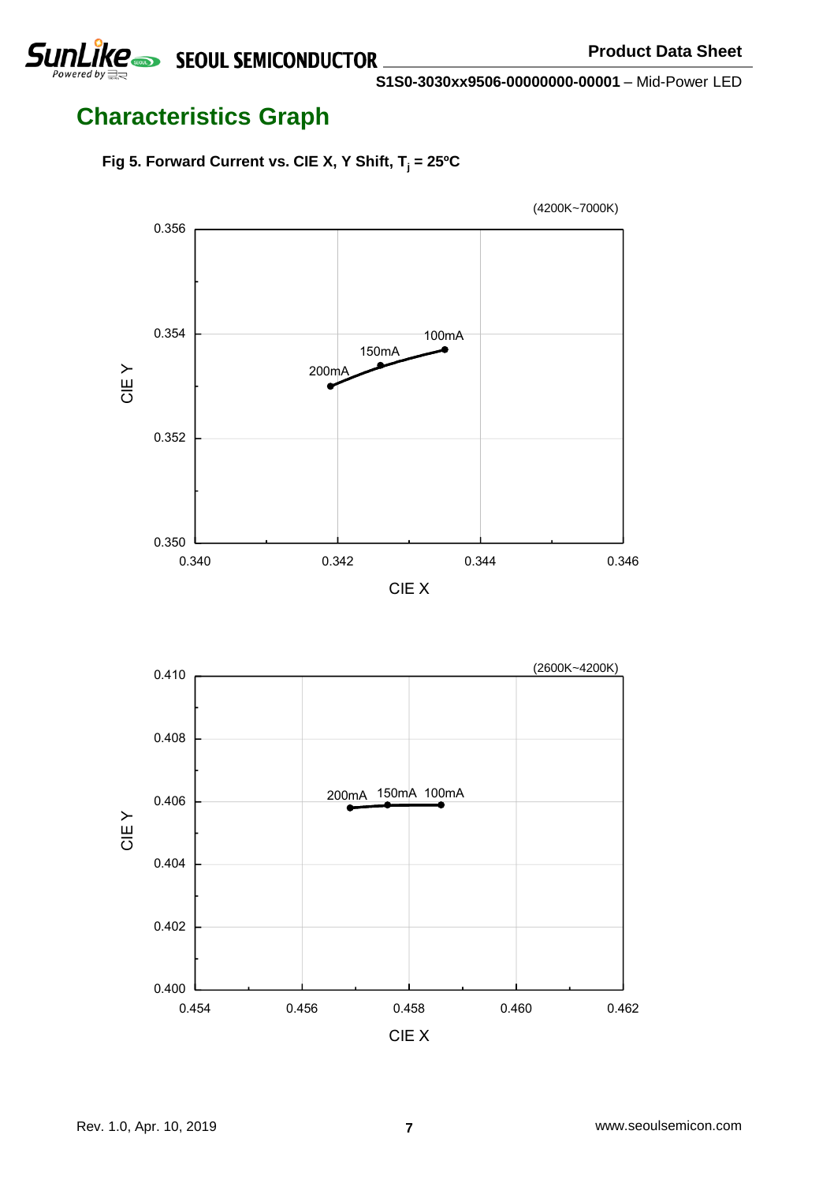## Characteristics Graph

**Fig 5. Forward Current vs. CIE X, Y Shift, $T_j$ = 25ºC**

(4200K~7000K)

CIE Y: 0.350, 0.352, 0.354, 0.356

CIE X: 0.340, 0.342, 0.344, 0.346

200mA, 150mA, 100mA

(2600K~4200K)

CIE Y: 0.400, 0.402, 0.404, 0.406, 0.408, 0.410

CIE X: 0.454, 0.456, 0.458, 0.460, 0.462

200mA, 150mA, 100mA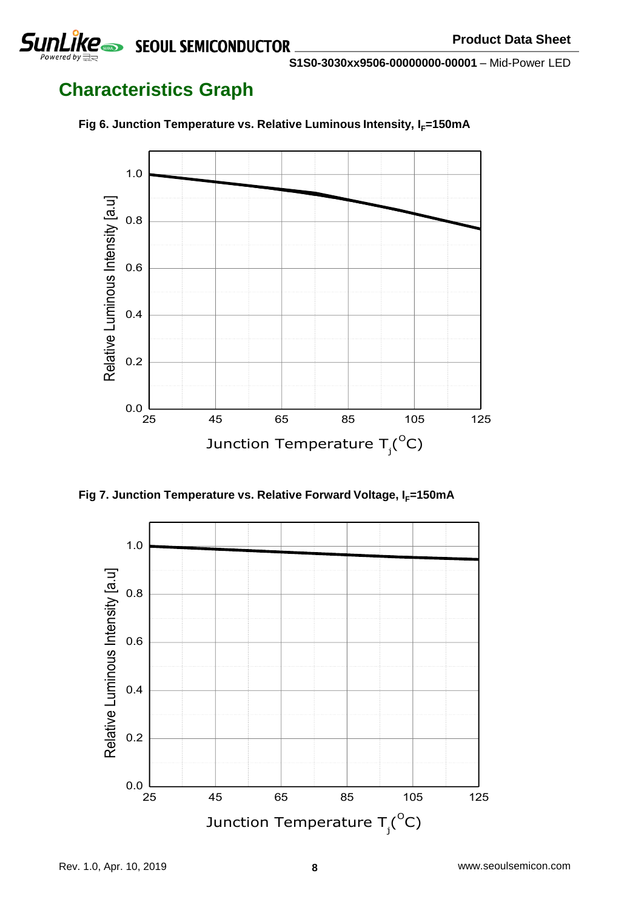## Characteristics Graph

**Fig 6. Junction Temperature vs. Relative Luminous Intensity, $I_F$=150mA**

**Fig 7. Junction Temperature vs. Relative Forward Voltage, $I_F$=150mA**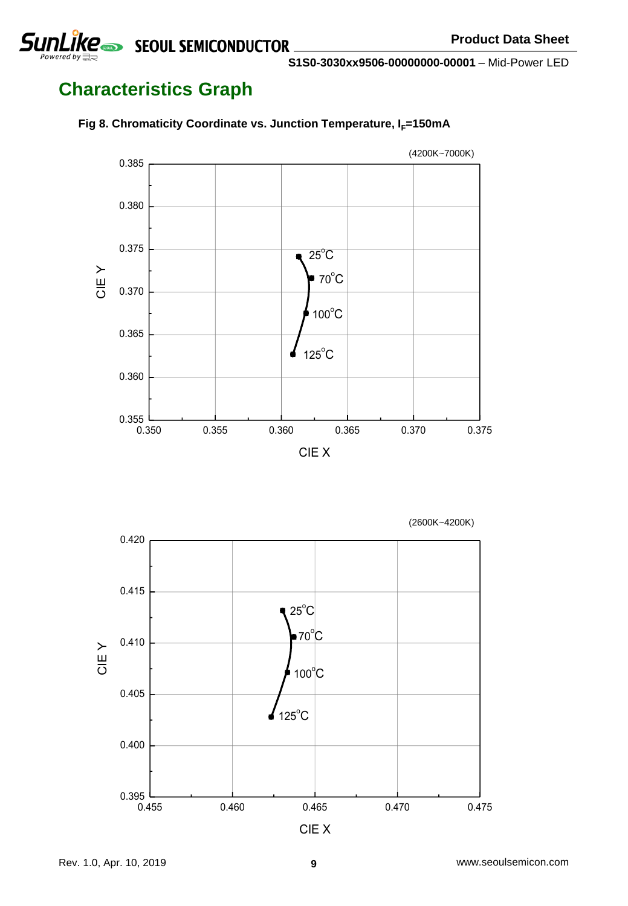## Characteristics Graph

**Fig 8. Chromaticity Coordinate vs. Junction Temperature, $I_F$=150mA**

(4200K~7000K)

(2600K~4200K)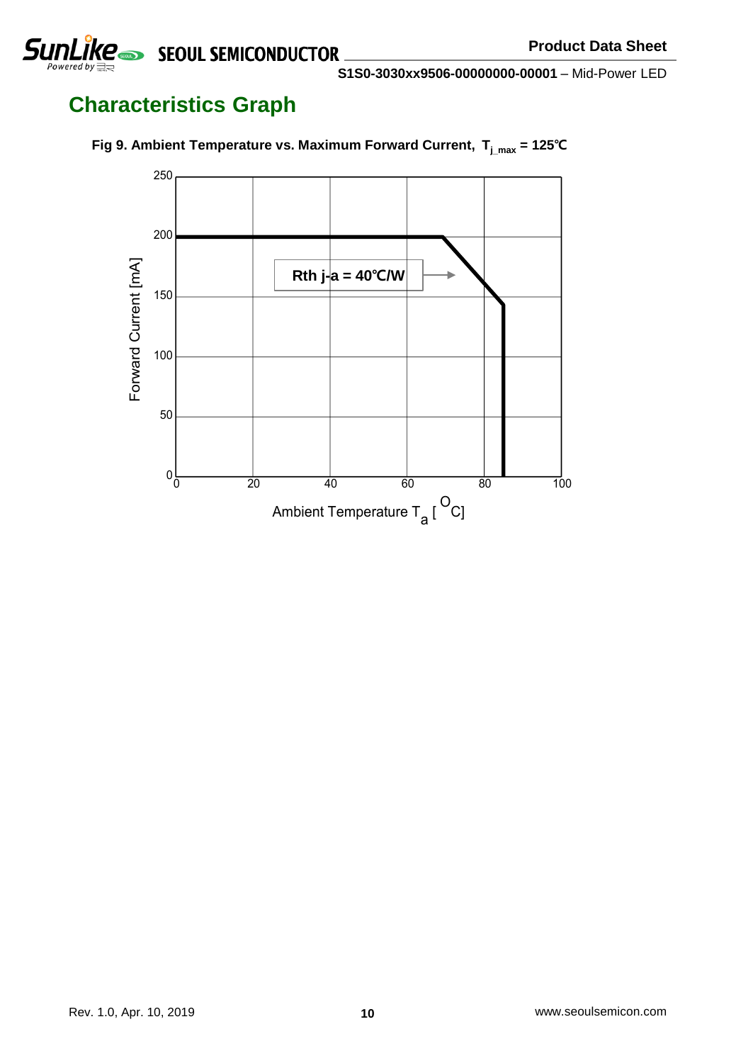## Characteristics Graph

**Fig 9. Ambient Temperature vs. Maximum Forward Current, $T_{j\_max}$ = 125℃**

Rth j-a = 40℃/W

Forward Current [mA]

Ambient Temperature $T_a$ [$^{O}$C]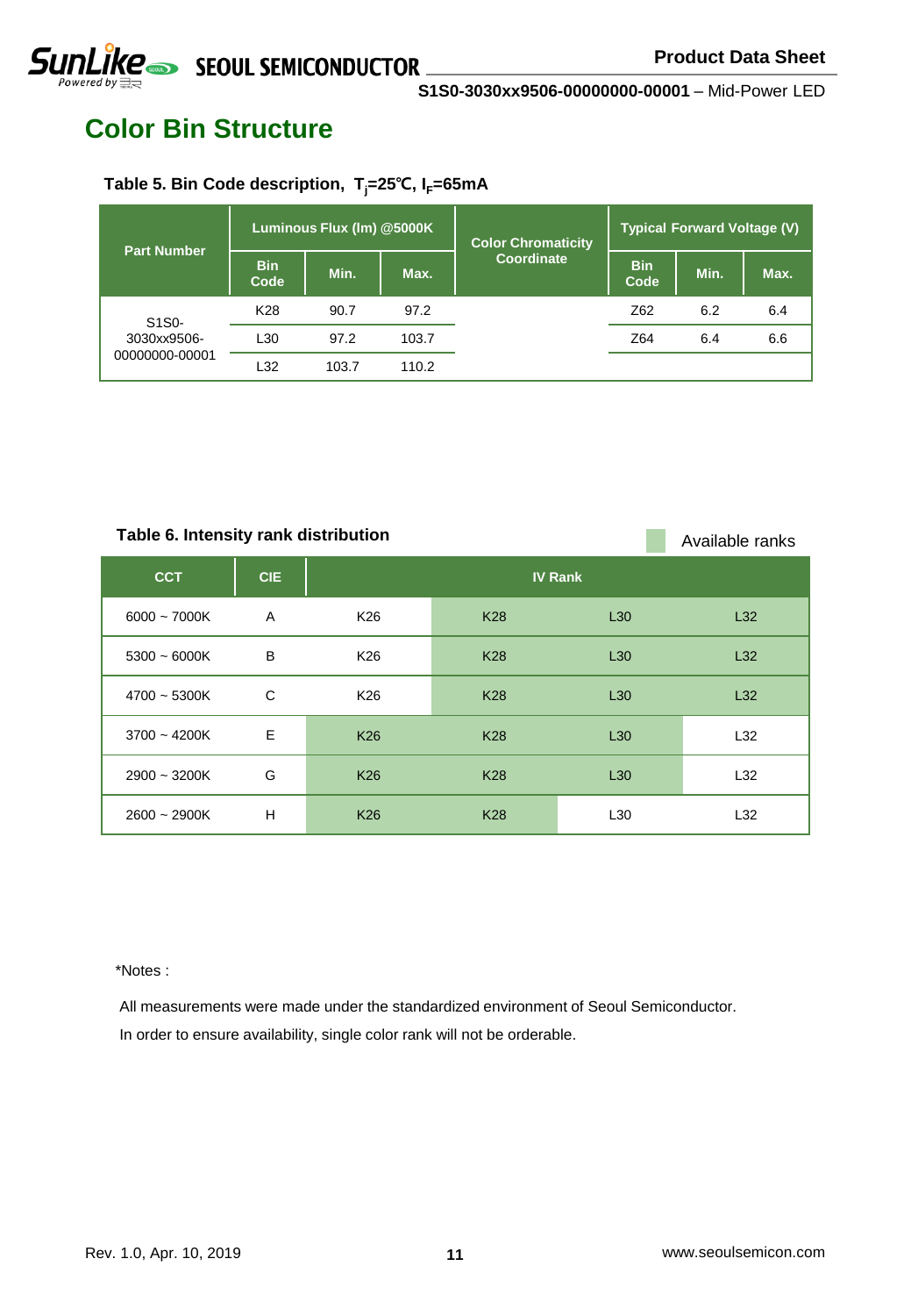## Color Bin Structure

**Table 5. Bin Code description, $T_j$=25℃, $I_F$=65mA**

| Part Number | Luminous Flux (lm) @5000K | | | Color Chromaticity Coordinate | Typical Forward Voltage (V) | | |
|---|---|---|---|---|---|---|---|
| | Bin Code | Min. | Max. | | Bin Code | Min. | Max. |
| S1S0-3030xx9506-00000000-00001 | K28 | 90.7 | 97.2 | | Z62 | 6.2 | 6.4 |
| | L30 | 97.2 | 103.7 | | Z64 | 6.4 | 6.6 |
| | L32 | 103.7 | 110.2 | | | | |

**Table 6. Intensity rank distribution**

Available ranks (shaded cells)

| CCT | CIE | IV Rank | | | |
|---|---|---|---|---|---|
| 6000 ~ 7000K | A | K26 | K28 (available) | L30 (available) | L32 (available) |
| 5300 ~ 6000K | B | K26 | K28 (available) | L30 (available) | L32 (available) |
| 4700 ~ 5300K | C | K26 | K28 (available) | L30 (available) | L32 (available) |
| 3700 ~ 4200K | E | K26 (available) | K28 (available) | L30 (available) | L32 |
| 2900 ~ 3200K | G | K26 (available) | K28 (available) | L30 (available) | L32 |
| 2600 ~ 2900K | H | K26 (available) | K28 (available) | L30 | L32 |

*Notes :

All measurements were made under the standardized environment of Seoul Semiconductor.

In order to ensure availability, single color rank will not be orderable.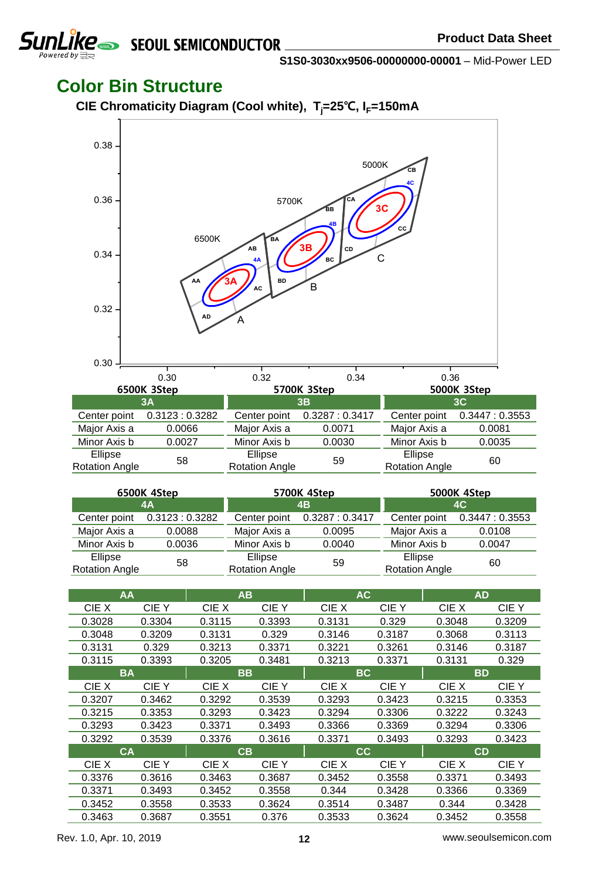## Color Bin Structure

### CIE Chromaticity Diagram (Cool white), $T_j$=25℃, $I_F$=150mA

**6500K 3Step**

| 3A | |
|---|---|
| Center point | 0.3123 : 0.3282 |
| Major Axis a | 0.0066 |
| Minor Axis b | 0.0027 |
| Ellipse Rotation Angle | 58 |

**5700K 3Step**

| 3B | |
|---|---|
| Center point | 0.3287 : 0.3417 |
| Major Axis a | 0.0071 |
| Minor Axis b | 0.0030 |
| Ellipse Rotation Angle | 59 |

**5000K 3Step**

| 3C | |
|---|---|
| Center point | 0.3447 : 0.3553 |
| Major Axis a | 0.0081 |
| Minor Axis b | 0.0035 |
| Ellipse Rotation Angle | 60 |

**6500K 4Step**

| 4A | |
|---|---|
| Center point | 0.3123 : 0.3282 |
| Major Axis a | 0.0088 |
| Minor Axis b | 0.0036 |
| Ellipse Rotation Angle | 58 |

**5700K 4Step**

| 4B | |
|---|---|
| Center point | 0.3287 : 0.3417 |
| Major Axis a | 0.0095 |
| Minor Axis b | 0.0040 |
| Ellipse Rotation Angle | 59 |

**5000K 4Step**

| 4C | |
|---|---|
| Center point | 0.3447 : 0.3553 |
| Major Axis a | 0.0108 |
| Minor Axis b | 0.0047 |
| Ellipse Rotation Angle | 60 |

| AA | | AB | | AC | | AD | |
|---|---|---|---|---|---|---|---|
| CIE X | CIE Y | CIE X | CIE Y | CIE X | CIE Y | CIE X | CIE Y |
| 0.3028 | 0.3304 | 0.3115 | 0.3393 | 0.3131 | 0.329 | 0.3048 | 0.3209 |
| 0.3048 | 0.3209 | 0.3131 | 0.329 | 0.3146 | 0.3187 | 0.3068 | 0.3113 |
| 0.3131 | 0.329 | 0.3213 | 0.3371 | 0.3221 | 0.3261 | 0.3146 | 0.3187 |
| 0.3115 | 0.3393 | 0.3205 | 0.3481 | 0.3213 | 0.3371 | 0.3131 | 0.329 |
| **BA** | | **BB** | | **BC** | | **BD** | |
| CIE X | CIE Y | CIE X | CIE Y | CIE X | CIE Y | CIE X | CIE Y |
| 0.3207 | 0.3462 | 0.3292 | 0.3539 | 0.3293 | 0.3423 | 0.3215 | 0.3353 |
| 0.3215 | 0.3353 | 0.3293 | 0.3423 | 0.3294 | 0.3306 | 0.3222 | 0.3243 |
| 0.3293 | 0.3423 | 0.3371 | 0.3493 | 0.3366 | 0.3369 | 0.3294 | 0.3306 |
| 0.3292 | 0.3539 | 0.3376 | 0.3616 | 0.3371 | 0.3493 | 0.3293 | 0.3423 |
| **CA** | | **CB** | | **CC** | | **CD** | |
| CIE X | CIE Y | CIE X | CIE Y | CIE X | CIE Y | CIE X | CIE Y |
| 0.3376 | 0.3616 | 0.3463 | 0.3687 | 0.3452 | 0.3558 | 0.3371 | 0.3493 |
| 0.3371 | 0.3493 | 0.3452 | 0.3558 | 0.344 | 0.3428 | 0.3366 | 0.3369 |
| 0.3452 | 0.3558 | 0.3533 | 0.3624 | 0.3514 | 0.3487 | 0.344 | 0.3428 |
| 0.3463 | 0.3687 | 0.3551 | 0.376 | 0.3533 | 0.3624 | 0.3452 | 0.3558 |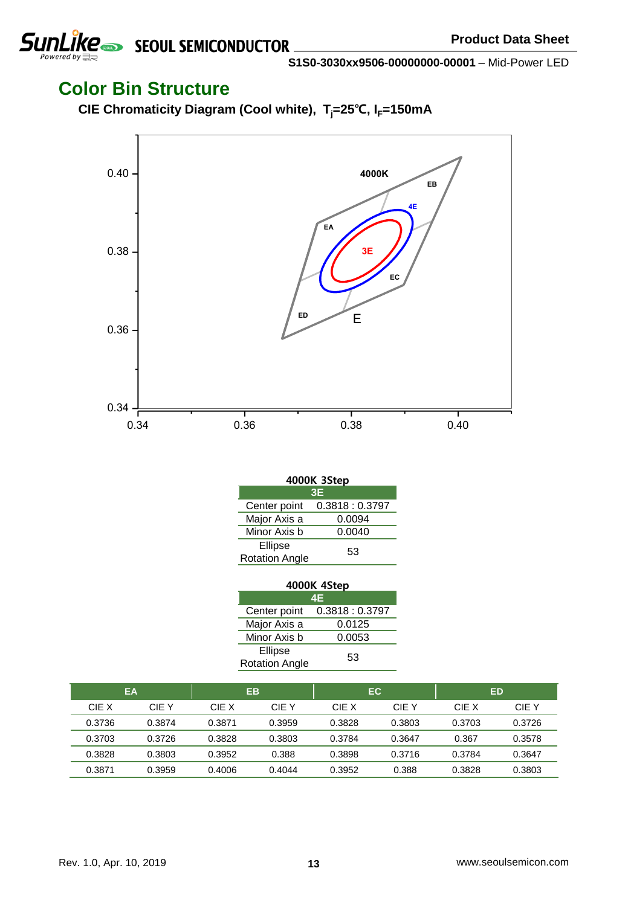## Color Bin Structure

**CIE Chromaticity Diagram (Cool white), $T_j$=25℃, $I_F$=150mA**

**4000K 3Step**

| 3E | |
|---|---|
| Center point | 0.3818 : 0.3797 |
| Major Axis a | 0.0094 |
| Minor Axis b | 0.0040 |
| Ellipse Rotation Angle | 53 |

**4000K 4Step**

| 4E | |
|---|---|
| Center point | 0.3818 : 0.3797 |
| Major Axis a | 0.0125 |
| Minor Axis b | 0.0053 |
| Ellipse Rotation Angle | 53 |

| EA | | EB | | EC | | ED | |
|---|---|---|---|---|---|---|---|
| CIE X | CIE Y | CIE X | CIE Y | CIE X | CIE Y | CIE X | CIE Y |
| 0.3736 | 0.3874 | 0.3871 | 0.3959 | 0.3828 | 0.3803 | 0.3703 | 0.3726 |
| 0.3703 | 0.3726 | 0.3828 | 0.3803 | 0.3784 | 0.3647 | 0.367 | 0.3578 |
| 0.3828 | 0.3803 | 0.3952 | 0.388 | 0.3898 | 0.3716 | 0.3784 | 0.3647 |
| 0.3871 | 0.3959 | 0.4006 | 0.4044 | 0.3952 | 0.388 | 0.3828 | 0.3803 |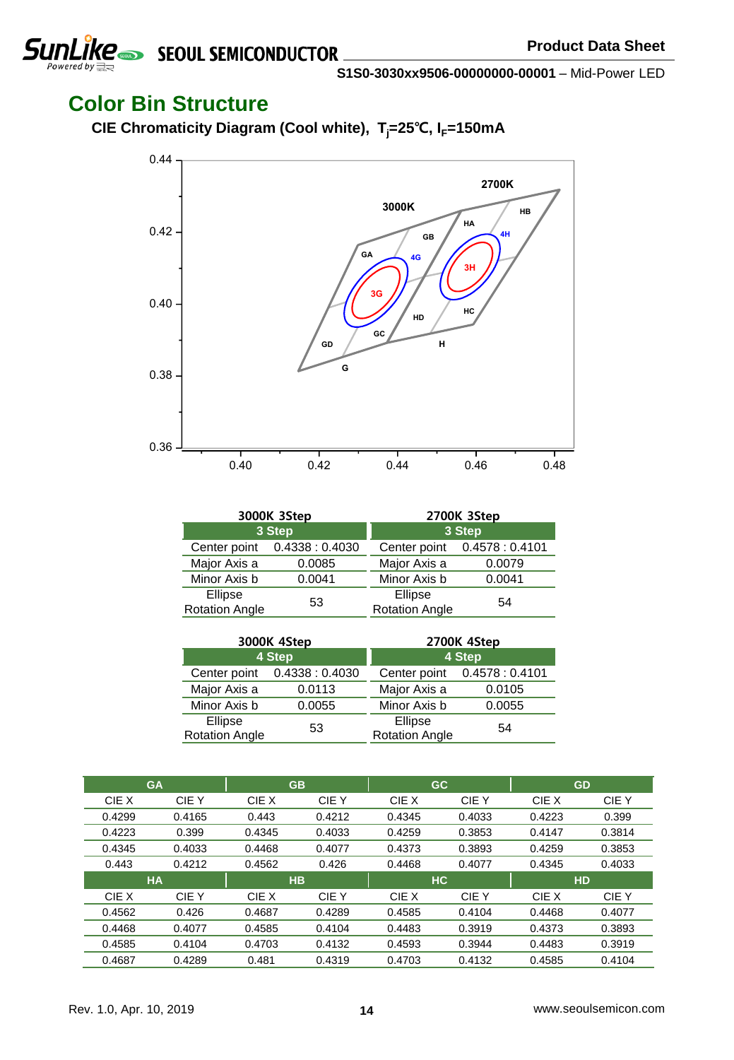## Color Bin Structure

**CIE Chromaticity Diagram (Cool white), $T_j$=25℃, $I_F$=150mA**

**3000K 3Step**

| 3 Step | |
|---|---|
| Center point | 0.4338 : 0.4030 |
| Major Axis a | 0.0085 |
| Minor Axis b | 0.0041 |
| Ellipse Rotation Angle | 53 |

**2700K 3Step**

| 3 Step | |
|---|---|
| Center point | 0.4578 : 0.4101 |
| Major Axis a | 0.0079 |
| Minor Axis b | 0.0041 |
| Ellipse Rotation Angle | 54 |

**3000K 4Step**

| 4 Step | |
|---|---|
| Center point | 0.4338 : 0.4030 |
| Major Axis a | 0.0113 |
| Minor Axis b | 0.0055 |
| Ellipse Rotation Angle | 53 |

**2700K 4Step**

| 4 Step | |
|---|---|
| Center point | 0.4578 : 0.4101 |
| Major Axis a | 0.0105 |
| Minor Axis b | 0.0055 |
| Ellipse Rotation Angle | 54 |

| GA | | GB | | GC | | GD | |
|---|---|---|---|---|---|---|---|
| CIE X | CIE Y | CIE X | CIE Y | CIE X | CIE Y | CIE X | CIE Y |
| 0.4299 | 0.4165 | 0.443 | 0.4212 | 0.4345 | 0.4033 | 0.4223 | 0.399 |
| 0.4223 | 0.399 | 0.4345 | 0.4033 | 0.4259 | 0.3853 | 0.4147 | 0.3814 |
| 0.4345 | 0.4033 | 0.4468 | 0.4077 | 0.4373 | 0.3893 | 0.4259 | 0.3853 |
| 0.443 | 0.4212 | 0.4562 | 0.426 | 0.4468 | 0.4077 | 0.4345 | 0.4033 |

| HA | | HB | | HC | | HD | |
|---|---|---|---|---|---|---|---|
| CIE X | CIE Y | CIE X | CIE Y | CIE X | CIE Y | CIE X | CIE Y |
| 0.4562 | 0.426 | 0.4687 | 0.4289 | 0.4585 | 0.4104 | 0.4468 | 0.4077 |
| 0.4468 | 0.4077 | 0.4585 | 0.4104 | 0.4483 | 0.3919 | 0.4373 | 0.3893 |
| 0.4585 | 0.4104 | 0.4703 | 0.4132 | 0.4593 | 0.3944 | 0.4483 | 0.3919 |
| 0.4687 | 0.4289 | 0.481 | 0.4319 | 0.4703 | 0.4132 | 0.4585 | 0.4104 |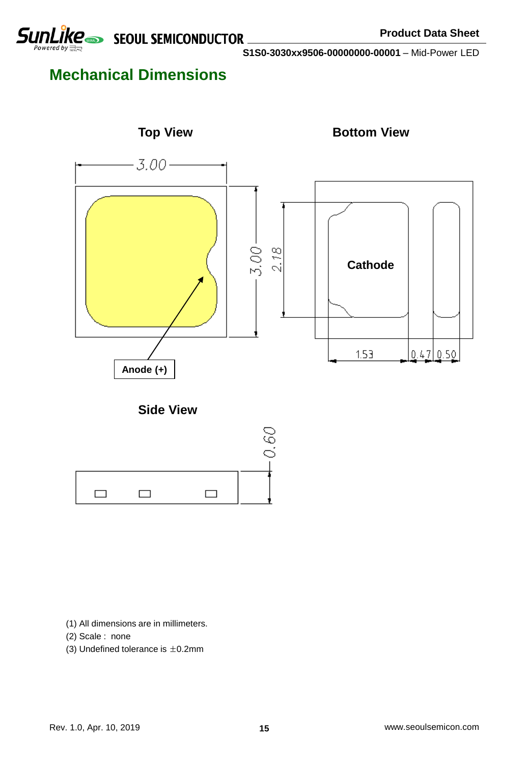## Mechanical Dimensions

**Top View**

**Bottom View**

3.00

3.00

2.18

Cathode

Anode (+)

1.53 0.47 0.50

**Side View**

0.60

(1) All dimensions are in millimeters.
(2) Scale : none
(3) Undefined tolerance is ±0.2mm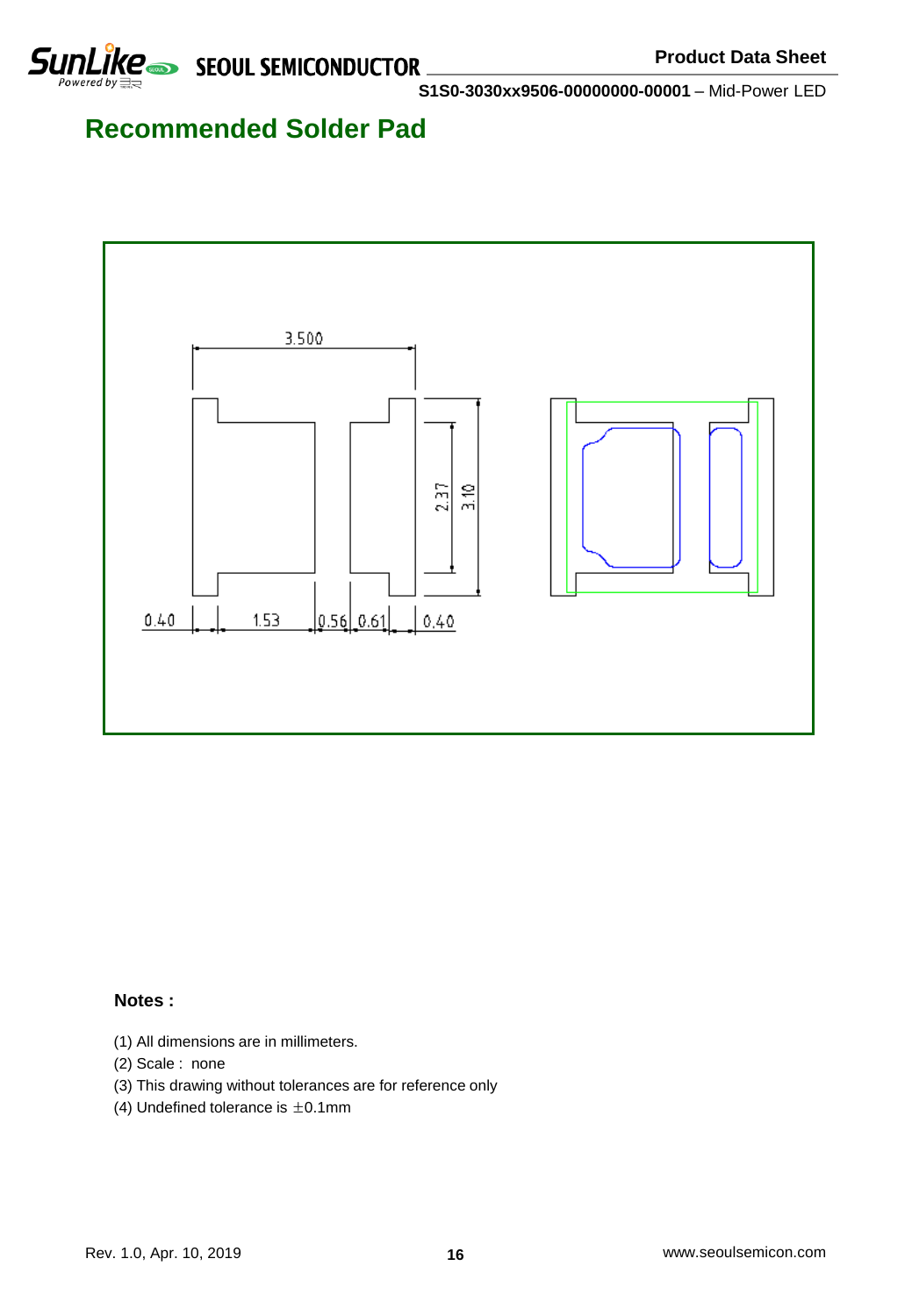## Recommended Solder Pad

3.500

2.37

3.10

0.40 | 1.53 | 0.56 | 0.61 | 0.40

**Notes :**

(1) All dimensions are in millimeters.
(2) Scale : none
(3) This drawing without tolerances are for reference only
(4) Undefined tolerance is ±0.1mm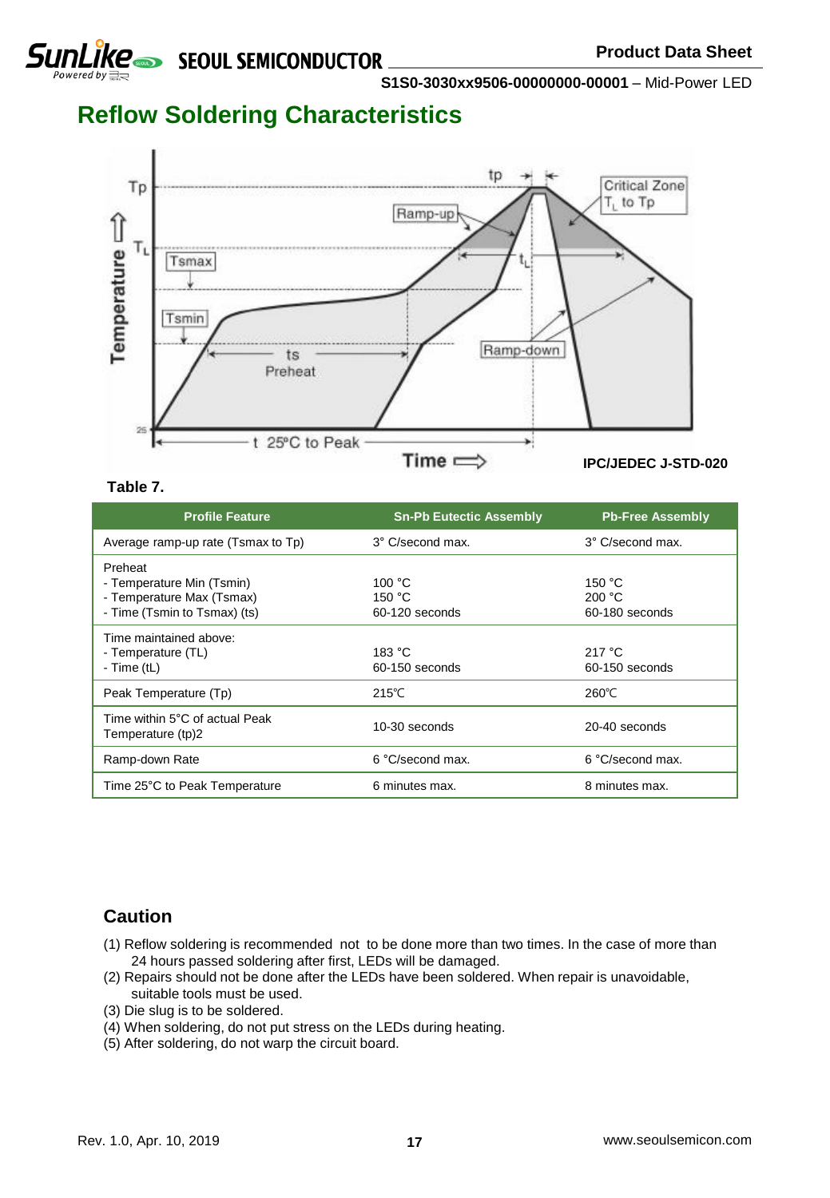# Reflow Soldering Characteristics

IPC/JEDEC J-STD-020

**Table 7.**

| Profile Feature | Sn-Pb Eutectic Assembly | Pb-Free Assembly |
|---|---|---|
| Average ramp-up rate (Tsmax to Tp) | 3° C/second max. | 3° C/second max. |
| Preheat<br>- Temperature Min (Tsmin)<br>- Temperature Max (Tsmax)<br>- Time (Tsmin to Tsmax) (ts) | <br>100 °C<br>150 °C<br>60-120 seconds | <br>150 °C<br>200 °C<br>60-180 seconds |
| Time maintained above:<br>- Temperature (TL)<br>- Time (tL) | <br>183 °C<br>60-150 seconds | <br>217 °C<br>60-150 seconds |
| Peak Temperature (Tp) | 215℃ | 260℃ |
| Time within 5°C of actual Peak Temperature (tp)2 | 10-30 seconds | 20-40 seconds |
| Ramp-down Rate | 6 °C/second max. | 6 °C/second max. |
| Time 25°C to Peak Temperature | 6 minutes max. | 8 minutes max. |

## Caution

(1) Reflow soldering is recommended not to be done more than two times. In the case of more than 24 hours passed soldering after first, LEDs will be damaged.
(2) Repairs should not be done after the LEDs have been soldered. When repair is unavoidable, suitable tools must be used.
(3) Die slug is to be soldered.
(4) When soldering, do not put stress on the LEDs during heating.
(5) After soldering, do not warp the circuit board.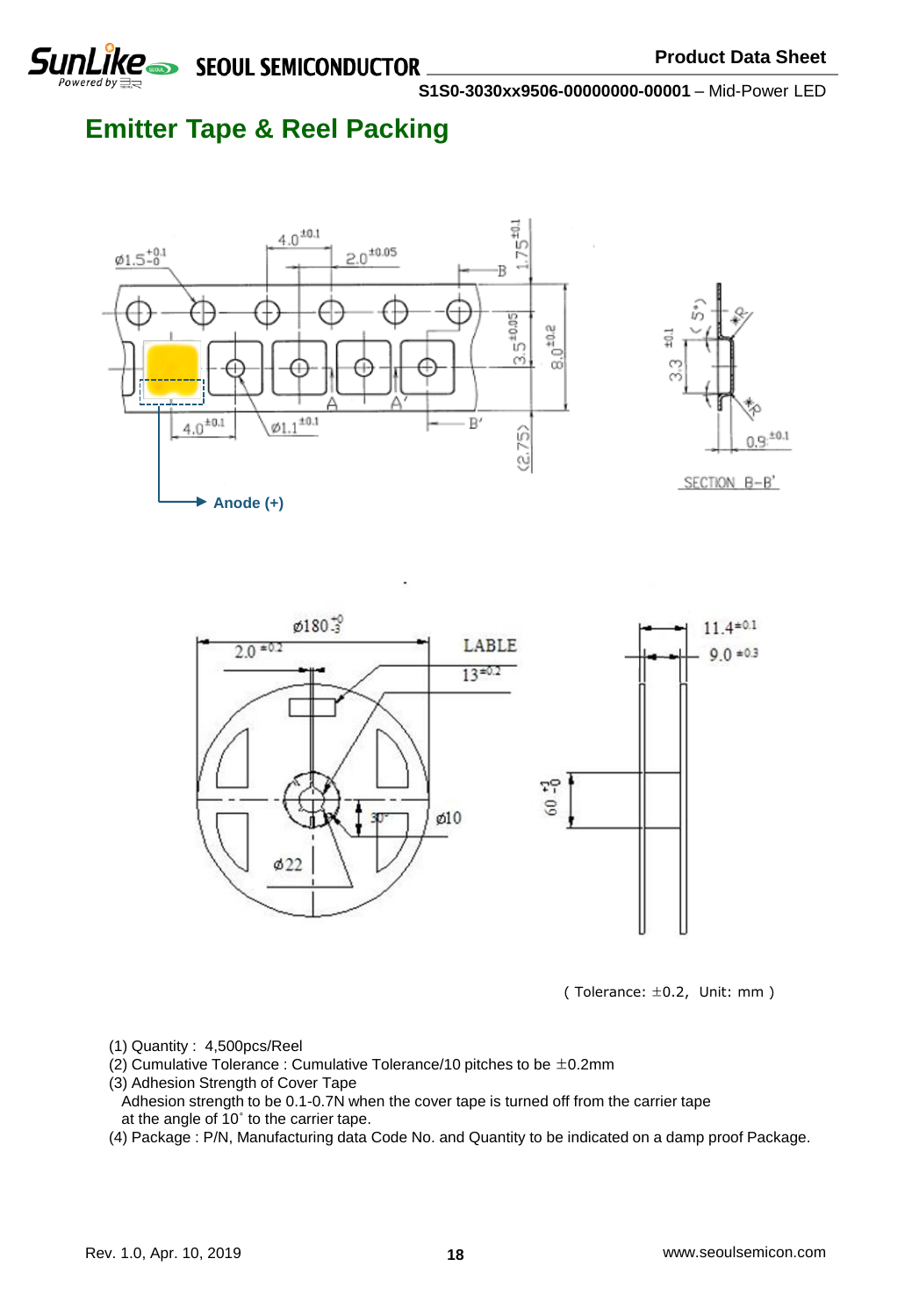## Emitter Tape & Reel Packing

Anode (+)

( Tolerance: ±0.2, Unit: mm )

(1) Quantity : 4,500pcs/Reel
(2) Cumulative Tolerance : Cumulative Tolerance/10 pitches to be ±0.2mm
(3) Adhesion Strength of Cover Tape
Adhesion strength to be 0.1-0.7N when the cover tape is turned off from the carrier tape at the angle of 10˚ to the carrier tape.
(4) Package : P/N, Manufacturing data Code No. and Quantity to be indicated on a damp proof Package.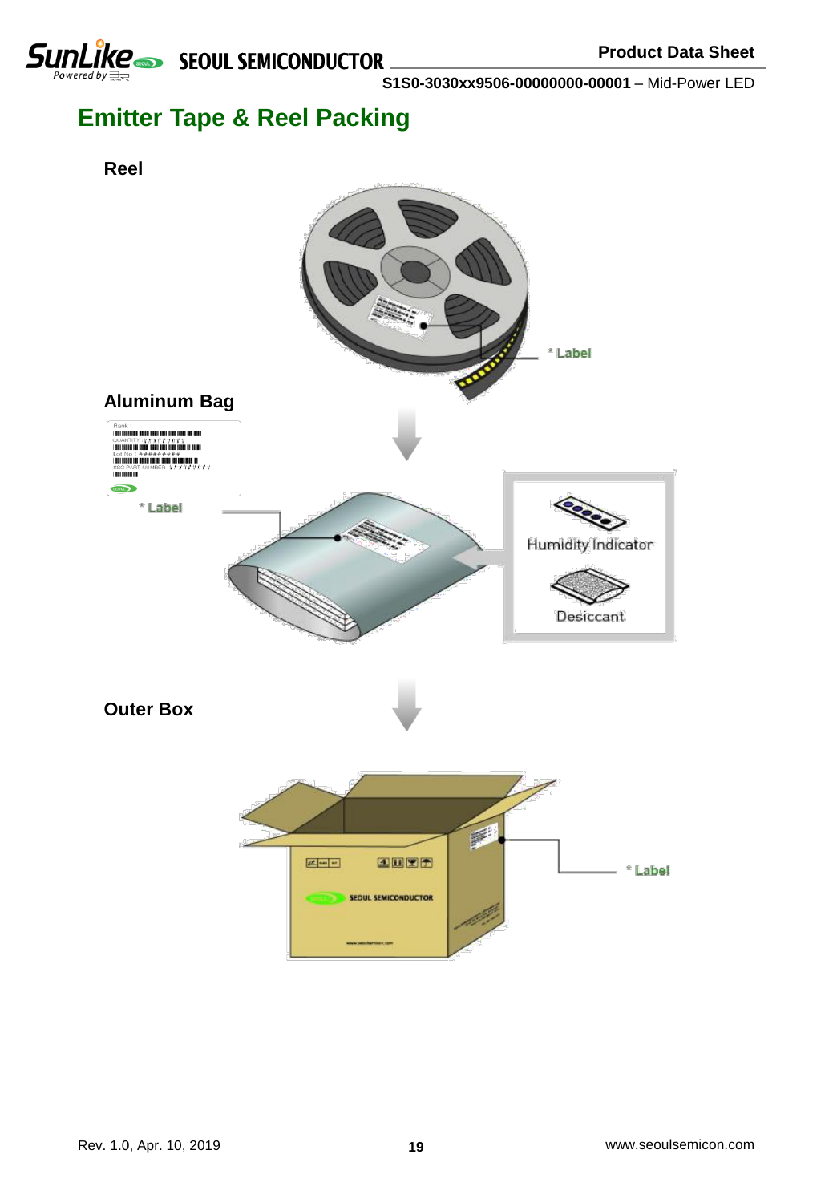# Emitter Tape & Reel Packing

**Reel**

* Label

**Aluminum Bag**

* Label

Humidity Indicator

Desiccant

**Outer Box**

* Label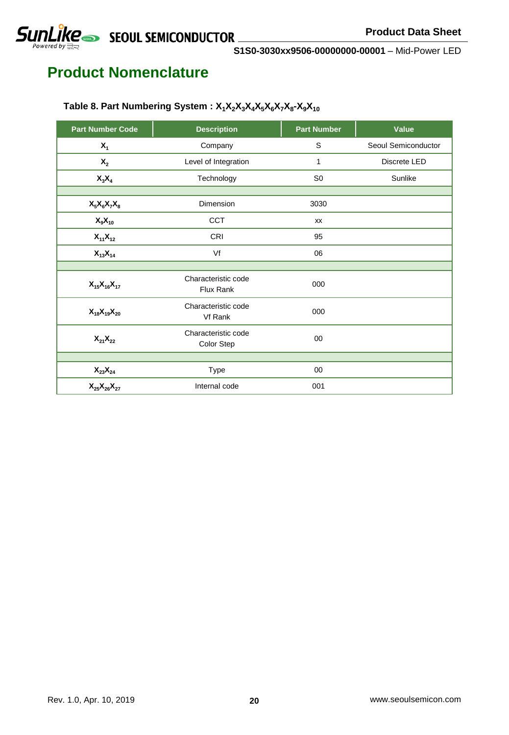# Product Nomenclature

**Table 8. Part Numbering System : $X_1X_2X_3X_4X_5X_6X_7X_8$-$X_9X_{10}$**

| Part Number Code | Description | Part Number | Value |
|---|---|---|---|
| $X_1$ | Company | S | Seoul Semiconductor |
| $X_2$ | Level of Integration | 1 | Discrete LED |
| $X_3X_4$ | Technology | S0 | Sunlike |
| | | | |
| $X_5X_6X_7X_8$ | Dimension | 3030 | |
| $X_9X_{10}$ | CCT | xx | |
| $X_{11}X_{12}$ | CRI | 95 | |
| $X_{13}X_{14}$ | Vf | 06 | |
| | | | |
| $X_{15}X_{16}X_{17}$ | Characteristic code Flux Rank | 000 | |
| $X_{18}X_{19}X_{20}$ | Characteristic code Vf Rank | 000 | |
| $X_{21}X_{22}$ | Characteristic code Color Step | 00 | |
| | | | |
| $X_{23}X_{24}$ | Type | 00 | |
| $X_{25}X_{26}X_{27}$ | Internal code | 001 | |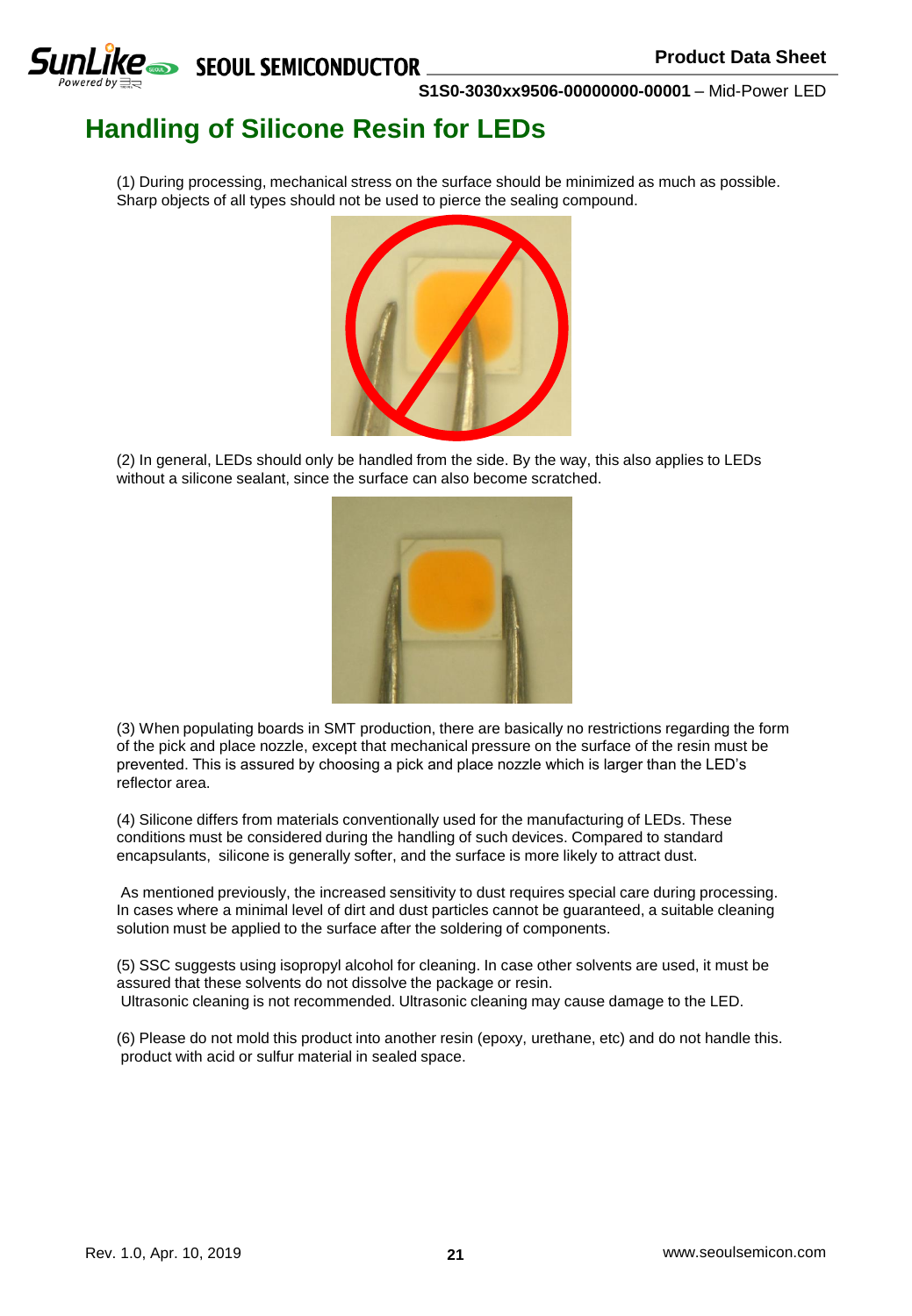# Handling of Silicone Resin for LEDs

(1) During processing, mechanical stress on the surface should be minimized as much as possible. Sharp objects of all types should not be used to pierce the sealing compound.

(2) In general, LEDs should only be handled from the side. By the way, this also applies to LEDs without a silicone sealant, since the surface can also become scratched.

(3) When populating boards in SMT production, there are basically no restrictions regarding the form of the pick and place nozzle, except that mechanical pressure on the surface of the resin must be prevented. This is assured by choosing a pick and place nozzle which is larger than the LED's reflector area.

(4) Silicone differs from materials conventionally used for the manufacturing of LEDs. These conditions must be considered during the handling of such devices. Compared to standard encapsulants, silicone is generally softer, and the surface is more likely to attract dust.

As mentioned previously, the increased sensitivity to dust requires special care during processing. In cases where a minimal level of dirt and dust particles cannot be guaranteed, a suitable cleaning solution must be applied to the surface after the soldering of components.

(5) SSC suggests using isopropyl alcohol for cleaning. In case other solvents are used, it must be assured that these solvents do not dissolve the package or resin.
Ultrasonic cleaning is not recommended. Ultrasonic cleaning may cause damage to the LED.

(6) Please do not mold this product into another resin (epoxy, urethane, etc) and do not handle this. product with acid or sulfur material in sealed space.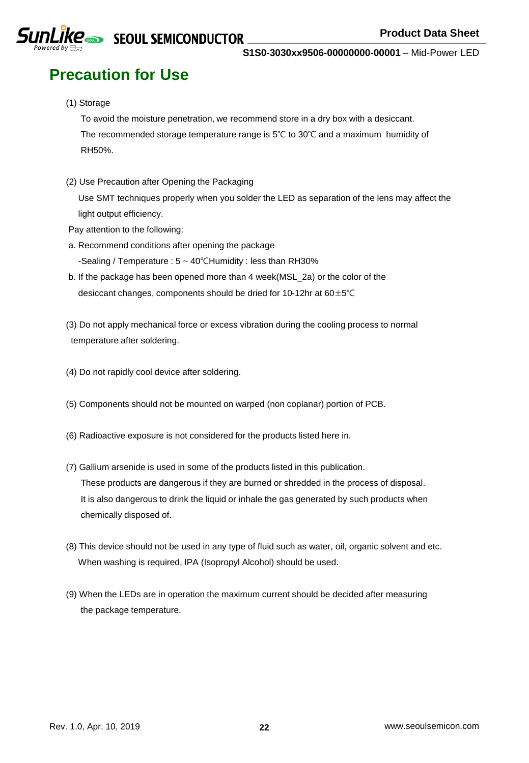# Precaution for Use

(1) Storage

To avoid the moisture penetration, we recommend store in a dry box with a desiccant.
The recommended storage temperature range is 5℃ to 30℃ and a maximum humidity of RH50%.

(2) Use Precaution after Opening the Packaging

Use SMT techniques properly when you solder the LED as separation of the lens may affect the light output efficiency.

Pay attention to the following:

a. Recommend conditions after opening the package
-Sealing / Temperature : 5 ~ 40℃Humidity : less than RH30%

b. If the package has been opened more than 4 week(MSL_2a) or the color of the desiccant changes, components should be dried for 10-12hr at 60±5℃

(3) Do not apply mechanical force or excess vibration during the cooling process to normal temperature after soldering.

(4) Do not rapidly cool device after soldering.

(5) Components should not be mounted on warped (non coplanar) portion of PCB.

(6) Radioactive exposure is not considered for the products listed here in.

(7) Gallium arsenide is used in some of the products listed in this publication.
These products are dangerous if they are burned or shredded in the process of disposal.
It is also dangerous to drink the liquid or inhale the gas generated by such products when chemically disposed of.

(8) This device should not be used in any type of fluid such as water, oil, organic solvent and etc.
When washing is required, IPA (Isopropyl Alcohol) should be used.

(9) When the LEDs are in operation the maximum current should be decided after measuring the package temperature.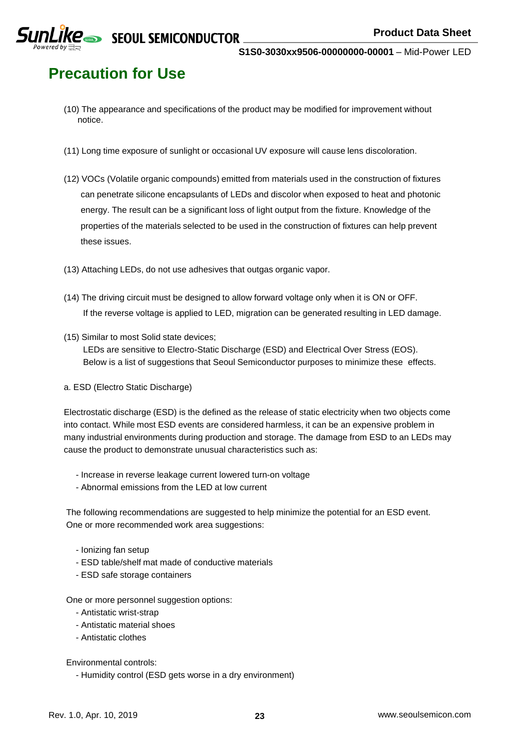# Precaution for Use

(10) The appearance and specifications of the product may be modified for improvement without notice.

(11) Long time exposure of sunlight or occasional UV exposure will cause lens discoloration.

(12) VOCs (Volatile organic compounds) emitted from materials used in the construction of fixtures can penetrate silicone encapsulants of LEDs and discolor when exposed to heat and photonic energy. The result can be a significant loss of light output from the fixture. Knowledge of the properties of the materials selected to be used in the construction of fixtures can help prevent these issues.

(13) Attaching LEDs, do not use adhesives that outgas organic vapor.

(14) The driving circuit must be designed to allow forward voltage only when it is ON or OFF. If the reverse voltage is applied to LED, migration can be generated resulting in LED damage.

(15) Similar to most Solid state devices;
LEDs are sensitive to Electro-Static Discharge (ESD) and Electrical Over Stress (EOS).
Below is a list of suggestions that Seoul Semiconductor purposes to minimize these effects.

a. ESD (Electro Static Discharge)

Electrostatic discharge (ESD) is the defined as the release of static electricity when two objects come into contact. While most ESD events are considered harmless, it can be an expensive problem in many industrial environments during production and storage. The damage from ESD to an LEDs may cause the product to demonstrate unusual characteristics such as:

- Increase in reverse leakage current lowered turn-on voltage
- Abnormal emissions from the LED at low current

The following recommendations are suggested to help minimize the potential for an ESD event.
One or more recommended work area suggestions:

- Ionizing fan setup
- ESD table/shelf mat made of conductive materials
- ESD safe storage containers

One or more personnel suggestion options:

- Antistatic wrist-strap
- Antistatic material shoes
- Antistatic clothes

Environmental controls:

- Humidity control (ESD gets worse in a dry environment)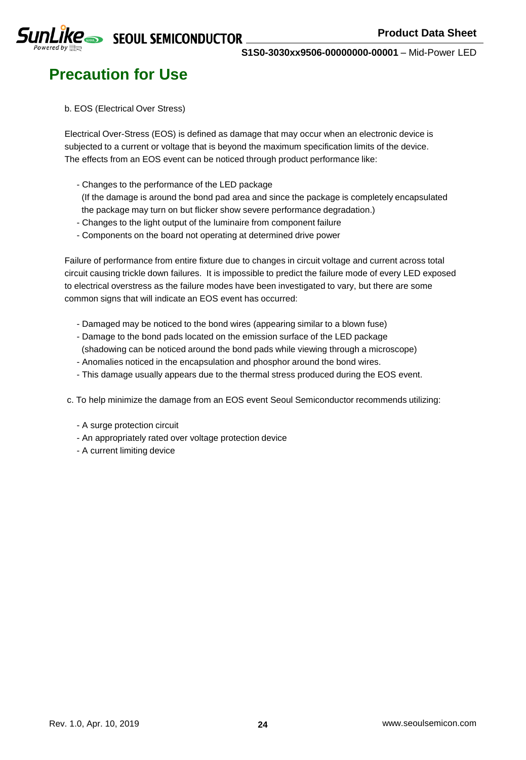## Precaution for Use

b. EOS (Electrical Over Stress)

Electrical Over-Stress (EOS) is defined as damage that may occur when an electronic device is subjected to a current or voltage that is beyond the maximum specification limits of the device. The effects from an EOS event can be noticed through product performance like:

- Changes to the performance of the LED package
  (If the damage is around the bond pad area and since the package is completely encapsulated the package may turn on but flicker show severe performance degradation.)
- Changes to the light output of the luminaire from component failure
- Components on the board not operating at determined drive power

Failure of performance from entire fixture due to changes in circuit voltage and current across total circuit causing trickle down failures. It is impossible to predict the failure mode of every LED exposed to electrical overstress as the failure modes have been investigated to vary, but there are some common signs that will indicate an EOS event has occurred:

- Damaged may be noticed to the bond wires (appearing similar to a blown fuse)
- Damage to the bond pads located on the emission surface of the LED package
  (shadowing can be noticed around the bond pads while viewing through a microscope)
- Anomalies noticed in the encapsulation and phosphor around the bond wires.
- This damage usually appears due to the thermal stress produced during the EOS event.

c. To help minimize the damage from an EOS event Seoul Semiconductor recommends utilizing:

- A surge protection circuit
- An appropriately rated over voltage protection device
- A current limiting device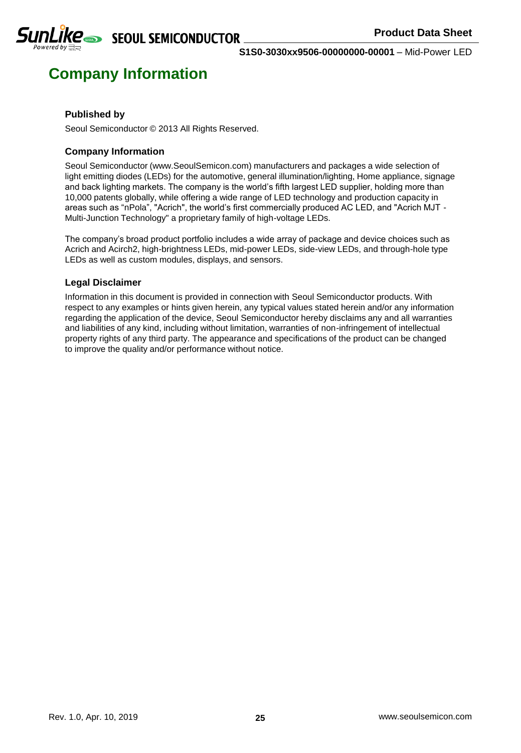# Company Information

### Published by

Seoul Semiconductor © 2013 All Rights Reserved.

### Company Information

Seoul Semiconductor (www.SeoulSemicon.com) manufacturers and packages a wide selection of light emitting diodes (LEDs) for the automotive, general illumination/lighting, Home appliance, signage and back lighting markets. The company is the world's fifth largest LED supplier, holding more than 10,000 patents globally, while offering a wide range of LED technology and production capacity in areas such as "nPola", "Acrich", the world's first commercially produced AC LED, and "Acrich MJT - Multi-Junction Technology" a proprietary family of high-voltage LEDs.

The company's broad product portfolio includes a wide array of package and device choices such as Acrich and Acirch2, high-brightness LEDs, mid-power LEDs, side-view LEDs, and through-hole type LEDs as well as custom modules, displays, and sensors.

### Legal Disclaimer

Information in this document is provided in connection with Seoul Semiconductor products. With respect to any examples or hints given herein, any typical values stated herein and/or any information regarding the application of the device, Seoul Semiconductor hereby disclaims any and all warranties and liabilities of any kind, including without limitation, warranties of non-infringement of intellectual property rights of any third party. The appearance and specifications of the product can be changed to improve the quality and/or performance without notice.